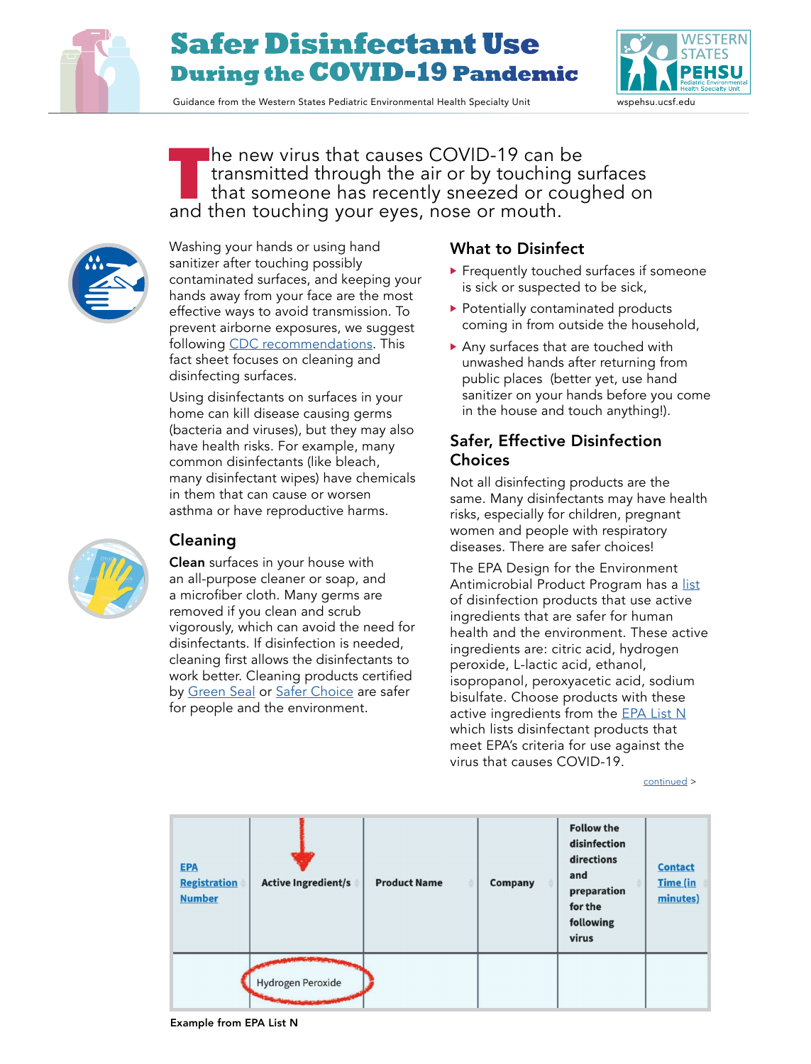# Safer Disinfectant Use During the COVID-19 Pandemic

Guidance from the Western States Pediatric Environmental Health Specialty Unit

wspehsu.ucsf.edu

The new virus that causes COVID-19 can be transmitted through the air or by touching surfaces that someone has recently sneezed or coughed on and then touching your eyes, nose or mouth.

Washing your hands or using hand sanitizer after touching possibly contaminated surfaces, and keeping your hands away from your face are the most effective ways to avoid transmission. To prevent airborne exposures, we suggest following CDC recommendations. This fact sheet focuses on cleaning and disinfecting surfaces.

Using disinfectants on surfaces in your home can kill disease causing germs (bacteria and viruses), but they may also have health risks. For example, many common disinfectants (like bleach, many disinfectant wipes) have chemicals in them that can cause or worsen asthma or have reproductive harms.

## Cleaning

**Clean** surfaces in your house with an all-purpose cleaner or soap, and a microfiber cloth. Many germs are removed if you clean and scrub vigorously, which can avoid the need for disinfectants. If disinfection is needed, cleaning first allows the disinfectants to work better. Cleaning products certified by Green Seal or Safer Choice are safer for people and the environment.

## What to Disinfect

- Frequently touched surfaces if someone is sick or suspected to be sick,
- Potentially contaminated products coming in from outside the household,
- Any surfaces that are touched with unwashed hands after returning from public places (better yet, use hand sanitizer on your hands before you come in the house and touch anything!).

## Safer, Effective Disinfection Choices

Not all disinfecting products are the same. Many disinfectants may have health risks, especially for children, pregnant women and people with respiratory diseases. There are safer choices!

The EPA Design for the Environment Antimicrobial Product Program has a list of disinfection products that use active ingredients that are safer for human health and the environment. These active ingredients are: citric acid, hydrogen peroxide, L-lactic acid, ethanol, isopropanol, peroxyacetic acid, sodium bisulfate. Choose products with these active ingredients from the EPA List N which lists disinfectant products that meet EPA's criteria for use against the virus that causes COVID-19.

continued >

| EPA Registration Number | Active Ingredient/s | Product Name | Company | Follow the disinfection directions and preparation for the following virus | Contact Time (in minutes) |
|---|---|---|---|---|---|
| | Hydrogen Peroxide | | | | |

Example from EPA List N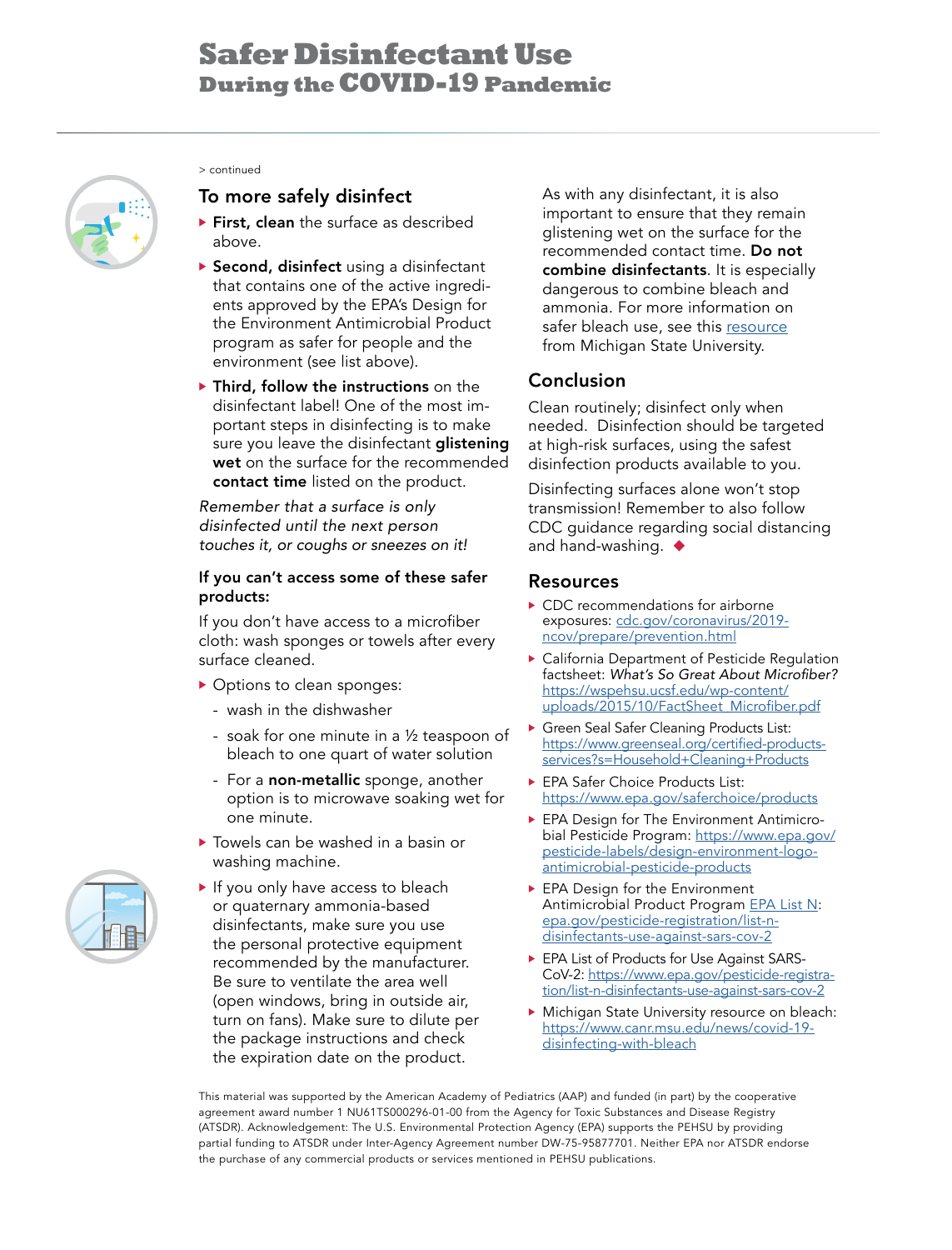# Safer Disinfectant Use
## During the COVID-19 Pandemic

> continued

### To more safely disinfect

- **First, clean** the surface as described above.
- **Second, disinfect** using a disinfectant that contains one of the active ingredients approved by the EPA's Design for the Environment Antimicrobial Product program as safer for people and the environment (see list above).
- **Third, follow the instructions** on the disinfectant label! One of the most important steps in disinfecting is to make sure you leave the disinfectant **glistening wet** on the surface for the recommended **contact time** listed on the product.

*Remember that a surface is only disinfected until the next person touches it, or coughs or sneezes on it!*

#### If you can't access some of these safer products:

If you don't have access to a microfiber cloth: wash sponges or towels after every surface cleaned.

- Options to clean sponges:
  - wash in the dishwasher
  - soak for one minute in a ½ teaspoon of bleach to one quart of water solution
  - For a **non-metallic** sponge, another option is to microwave soaking wet for one minute.
- Towels can be washed in a basin or washing machine.
- If you only have access to bleach or quaternary ammonia-based disinfectants, make sure you use the personal protective equipment recommended by the manufacturer. Be sure to ventilate the area well (open windows, bring in outside air, turn on fans). Make sure to dilute per the package instructions and check the expiration date on the product.

As with any disinfectant, it is also important to ensure that they remain glistening wet on the surface for the recommended contact time. **Do not combine disinfectants**. It is especially dangerous to combine bleach and ammonia. For more information on safer bleach use, see this resource from Michigan State University.

### Conclusion

Clean routinely; disinfect only when needed. Disinfection should be targeted at high-risk surfaces, using the safest disinfection products available to you.

Disinfecting surfaces alone won't stop transmission! Remember to also follow CDC guidance regarding social distancing and hand-washing. ◆

### Resources

- CDC recommendations for airborne exposures: cdc.gov/coronavirus/2019-ncov/prepare/prevention.html
- California Department of Pesticide Regulation factsheet: *What's So Great About Microfiber?* https://wspehsu.ucsf.edu/wp-content/uploads/2015/10/FactSheet_Microfiber.pdf
- Green Seal Safer Cleaning Products List: https://www.greenseal.org/certified-products-services?s=Household+Cleaning+Products
- EPA Safer Choice Products List: https://www.epa.gov/saferchoice/products
- EPA Design for The Environment Antimicrobial Pesticide Program: https://www.epa.gov/pesticide-labels/design-environment-logo-antimicrobial-pesticide-products
- EPA Design for the Environment Antimicrobial Product Program EPA List N: epa.gov/pesticide-registration/list-n-disinfectants-use-against-sars-cov-2
- EPA List of Products for Use Against SARS-CoV-2: https://www.epa.gov/pesticide-registration/list-n-disinfectants-use-against-sars-cov-2
- Michigan State University resource on bleach: https://www.canr.msu.edu/news/covid-19-disinfecting-with-bleach

This material was supported by the American Academy of Pediatrics (AAP) and funded (in part) by the cooperative agreement award number 1 NU61TS000296-01-00 from the Agency for Toxic Substances and Disease Registry (ATSDR). Acknowledgement: The U.S. Environmental Protection Agency (EPA) supports the PEHSU by providing partial funding to ATSDR under Inter-Agency Agreement number DW-75-95877701. Neither EPA nor ATSDR endorse the purchase of any commercial products or services mentioned in PEHSU publications.